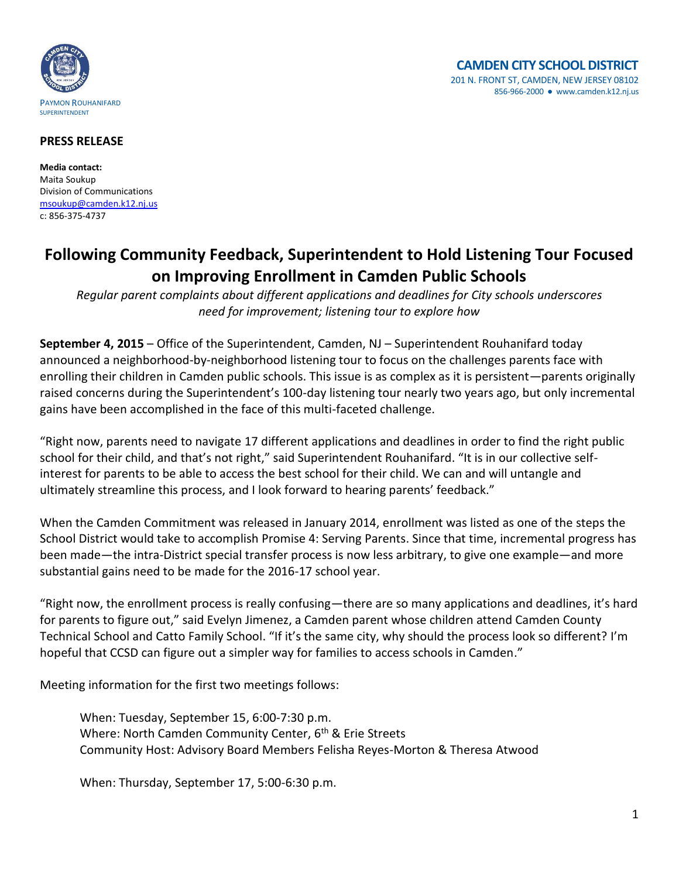PAYMON ROUHANIFARD
SUPERINTENDENT

**CAMDEN CITY SCHOOL DISTRICT**
201 N. FRONT ST, CAMDEN, NEW JERSEY 08102
856-966-2000 ● www.camden.k12.nj.us

**PRESS RELEASE**

**Media contact:**
Maita Soukup
Division of Communications
msoukup@camden.k12.nj.us
c: 856-375-4737

# Following Community Feedback, Superintendent to Hold Listening Tour Focused on Improving Enrollment in Camden Public Schools

*Regular parent complaints about different applications and deadlines for City schools underscores need for improvement; listening tour to explore how*

**September 4, 2015** – Office of the Superintendent, Camden, NJ – Superintendent Rouhanifard today announced a neighborhood-by-neighborhood listening tour to focus on the challenges parents face with enrolling their children in Camden public schools. This issue is as complex as it is persistent—parents originally raised concerns during the Superintendent's 100-day listening tour nearly two years ago, but only incremental gains have been accomplished in the face of this multi-faceted challenge.

"Right now, parents need to navigate 17 different applications and deadlines in order to find the right public school for their child, and that's not right," said Superintendent Rouhanifard. "It is in our collective self-interest for parents to be able to access the best school for their child. We can and will untangle and ultimately streamline this process, and I look forward to hearing parents' feedback."

When the Camden Commitment was released in January 2014, enrollment was listed as one of the steps the School District would take to accomplish Promise 4: Serving Parents. Since that time, incremental progress has been made—the intra-District special transfer process is now less arbitrary, to give one example—and more substantial gains need to be made for the 2016-17 school year.

"Right now, the enrollment process is really confusing—there are so many applications and deadlines, it's hard for parents to figure out," said Evelyn Jimenez, a Camden parent whose children attend Camden County Technical School and Catto Family School. "If it's the same city, why should the process look so different? I'm hopeful that CCSD can figure out a simpler way for families to access schools in Camden."

Meeting information for the first two meetings follows:

When: Tuesday, September 15, 6:00-7:30 p.m.
Where: North Camden Community Center, 6th & Erie Streets
Community Host: Advisory Board Members Felisha Reyes-Morton & Theresa Atwood

When: Thursday, September 17, 5:00-6:30 p.m.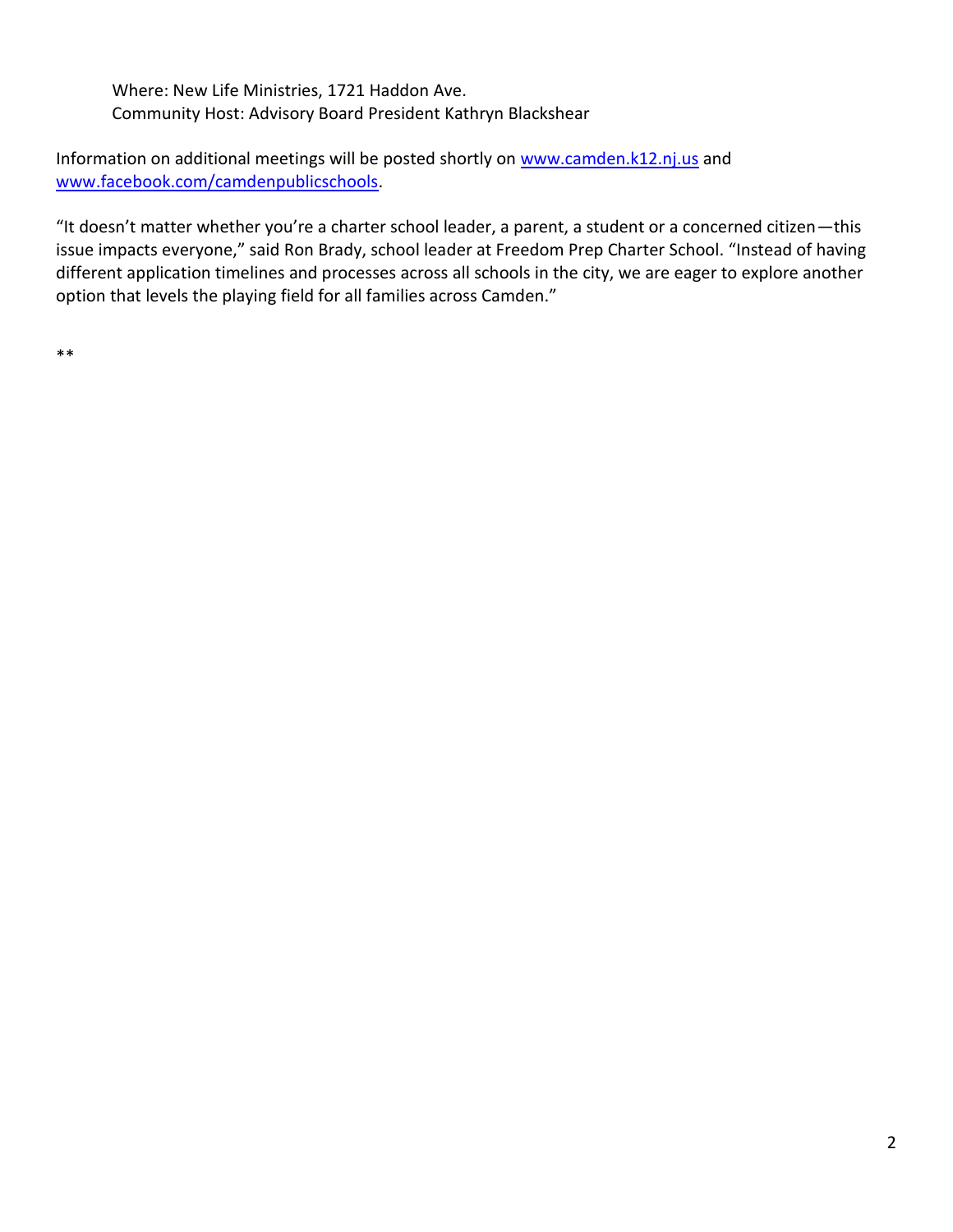Where: New Life Ministries, 1721 Haddon Ave.
Community Host: Advisory Board President Kathryn Blackshear

Information on additional meetings will be posted shortly on www.camden.k12.nj.us and www.facebook.com/camdenpublicschools.

"It doesn't matter whether you're a charter school leader, a parent, a student or a concerned citizen—this issue impacts everyone," said Ron Brady, school leader at Freedom Prep Charter School. "Instead of having different application timelines and processes across all schools in the city, we are eager to explore another option that levels the playing field for all families across Camden."

**